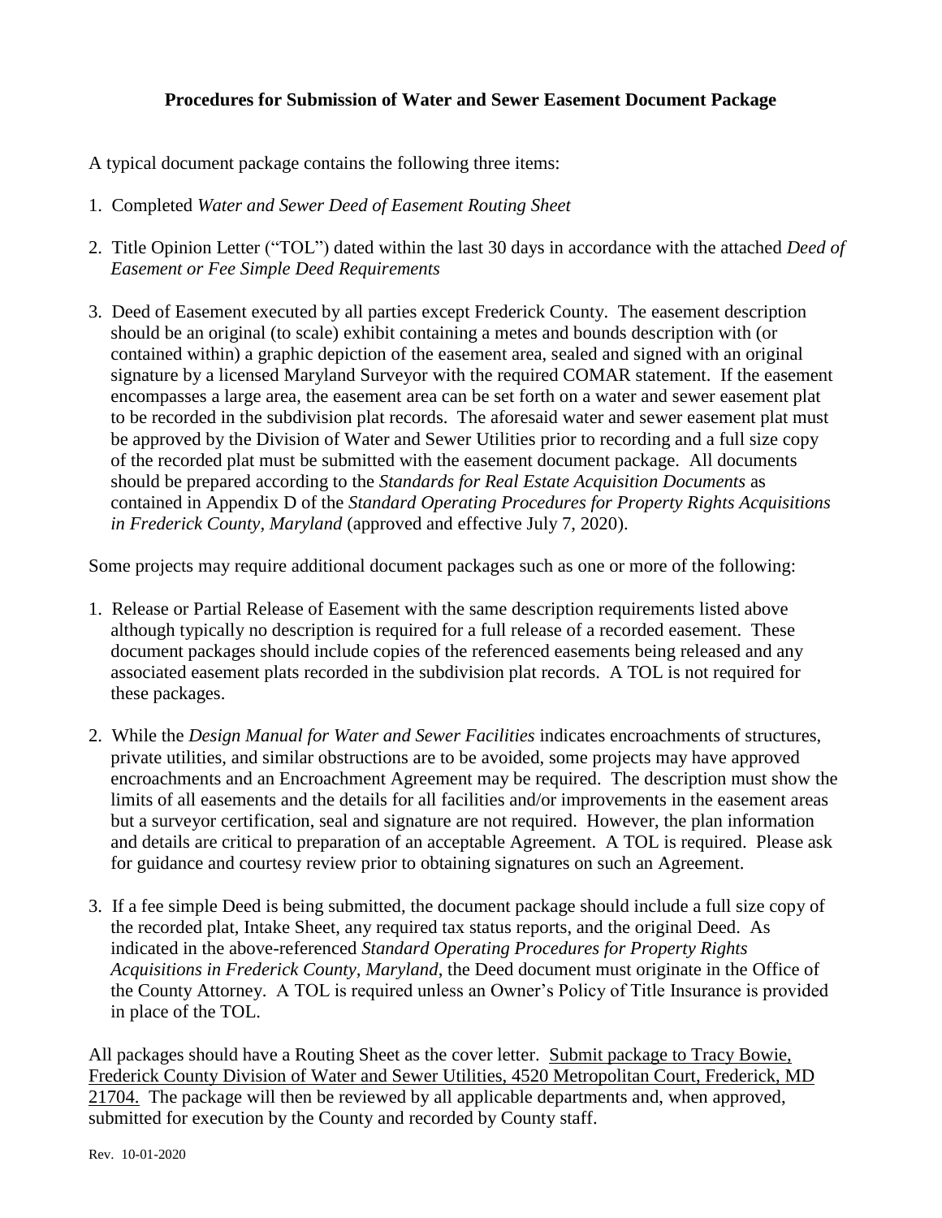**Procedures for Submission of Water and Sewer Easement Document Package**

A typical document package contains the following three items:

1. Completed *Water and Sewer Deed of Easement Routing Sheet*

2. Title Opinion Letter ("TOL") dated within the last 30 days in accordance with the attached *Deed of Easement or Fee Simple Deed Requirements*

3. Deed of Easement executed by all parties except Frederick County. The easement description should be an original (to scale) exhibit containing a metes and bounds description with (or contained within) a graphic depiction of the easement area, sealed and signed with an original signature by a licensed Maryland Surveyor with the required COMAR statement. If the easement encompasses a large area, the easement area can be set forth on a water and sewer easement plat to be recorded in the subdivision plat records. The aforesaid water and sewer easement plat must be approved by the Division of Water and Sewer Utilities prior to recording and a full size copy of the recorded plat must be submitted with the easement document package. All documents should be prepared according to the *Standards for Real Estate Acquisition Documents* as contained in Appendix D of the *Standard Operating Procedures for Property Rights Acquisitions in Frederick County, Maryland* (approved and effective July 7, 2020).

Some projects may require additional document packages such as one or more of the following:

1. Release or Partial Release of Easement with the same description requirements listed above although typically no description is required for a full release of a recorded easement. These document packages should include copies of the referenced easements being released and any associated easement plats recorded in the subdivision plat records. A TOL is not required for these packages.

2. While the *Design Manual for Water and Sewer Facilities* indicates encroachments of structures, private utilities, and similar obstructions are to be avoided, some projects may have approved encroachments and an Encroachment Agreement may be required. The description must show the limits of all easements and the details for all facilities and/or improvements in the easement areas but a surveyor certification, seal and signature are not required. However, the plan information and details are critical to preparation of an acceptable Agreement. A TOL is required. Please ask for guidance and courtesy review prior to obtaining signatures on such an Agreement.

3. If a fee simple Deed is being submitted, the document package should include a full size copy of the recorded plat, Intake Sheet, any required tax status reports, and the original Deed. As indicated in the above-referenced *Standard Operating Procedures for Property Rights Acquisitions in Frederick County, Maryland*, the Deed document must originate in the Office of the County Attorney. A TOL is required unless an Owner's Policy of Title Insurance is provided in place of the TOL.

All packages should have a Routing Sheet as the cover letter. <u>Submit package to Tracy Bowie, Frederick County Division of Water and Sewer Utilities, 4520 Metropolitan Court, Frederick, MD 21704.</u> The package will then be reviewed by all applicable departments and, when approved, submitted for execution by the County and recorded by County staff.

Rev. 10-01-2020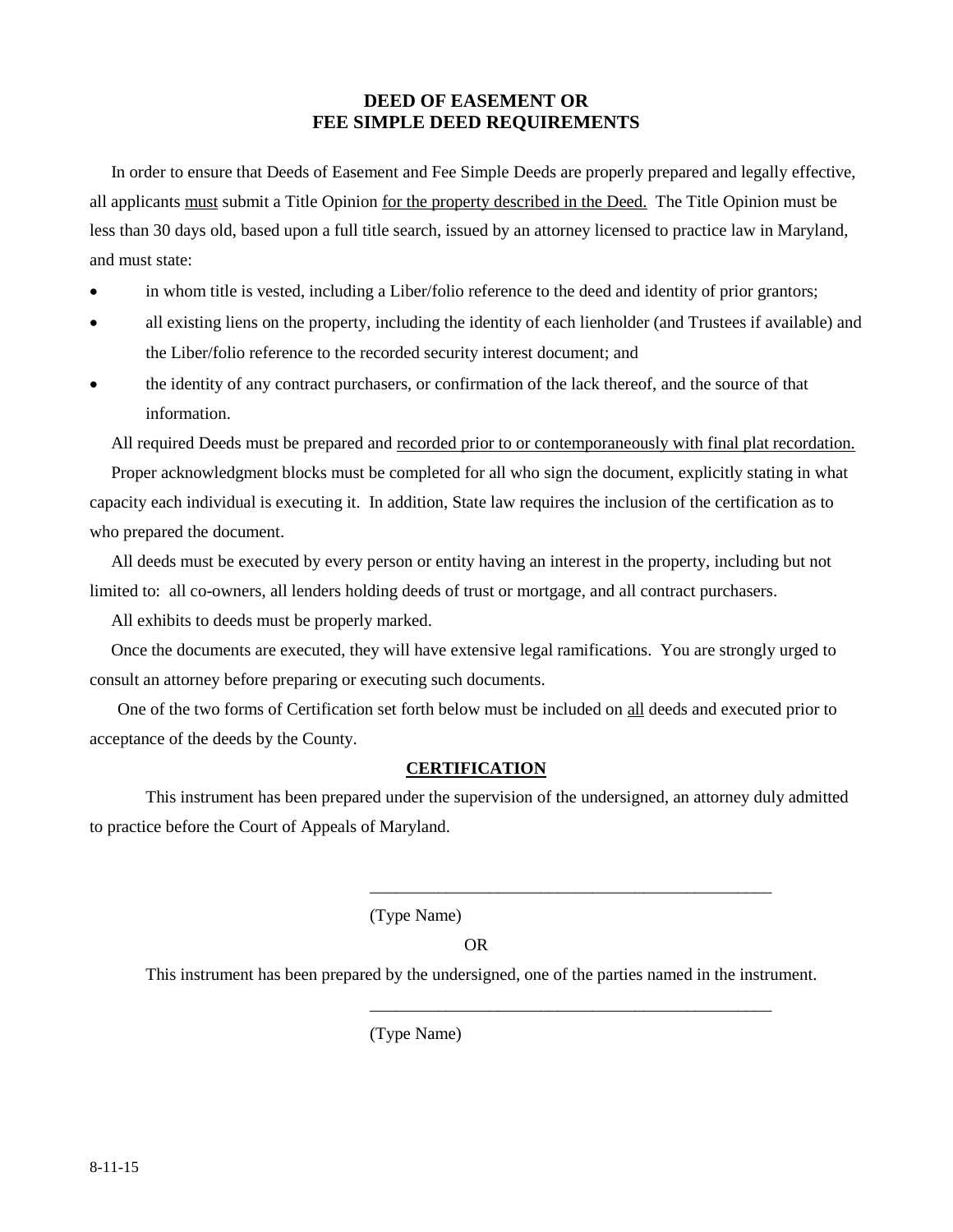# DEED OF EASEMENT OR FEE SIMPLE DEED REQUIREMENTS

In order to ensure that Deeds of Easement and Fee Simple Deeds are properly prepared and legally effective, all applicants <u>must</u> submit a Title Opinion <u>for the property described in the Deed.</u> The Title Opinion must be less than 30 days old, based upon a full title search, issued by an attorney licensed to practice law in Maryland, and must state:

- in whom title is vested, including a Liber/folio reference to the deed and identity of prior grantors;
- all existing liens on the property, including the identity of each lienholder (and Trustees if available) and the Liber/folio reference to the recorded security interest document; and
- the identity of any contract purchasers, or confirmation of the lack thereof, and the source of that information.

All required Deeds must be prepared and <u>recorded prior to or contemporaneously with final plat recordation.</u>

Proper acknowledgment blocks must be completed for all who sign the document, explicitly stating in what capacity each individual is executing it. In addition, State law requires the inclusion of the certification as to who prepared the document.

All deeds must be executed by every person or entity having an interest in the property, including but not limited to: all co-owners, all lenders holding deeds of trust or mortgage, and all contract purchasers.

All exhibits to deeds must be properly marked.

Once the documents are executed, they will have extensive legal ramifications. You are strongly urged to consult an attorney before preparing or executing such documents.

One of the two forms of Certification set forth below must be included on <u>all</u> deeds and executed prior to acceptance of the deeds by the County.

## CERTIFICATION

This instrument has been prepared under the supervision of the undersigned, an attorney duly admitted to practice before the Court of Appeals of Maryland.

\_\_\_\_\_\_\_\_\_\_\_\_\_\_\_\_\_\_\_\_\_\_\_\_\_\_\_\_\_\_\_\_\_\_\_\_\_\_\_\_\_\_\_\_

(Type Name)

OR

This instrument has been prepared by the undersigned, one of the parties named in the instrument.

\_\_\_\_\_\_\_\_\_\_\_\_\_\_\_\_\_\_\_\_\_\_\_\_\_\_\_\_\_\_\_\_\_\_\_\_\_\_\_\_\_\_\_\_

(Type Name)

8-11-15